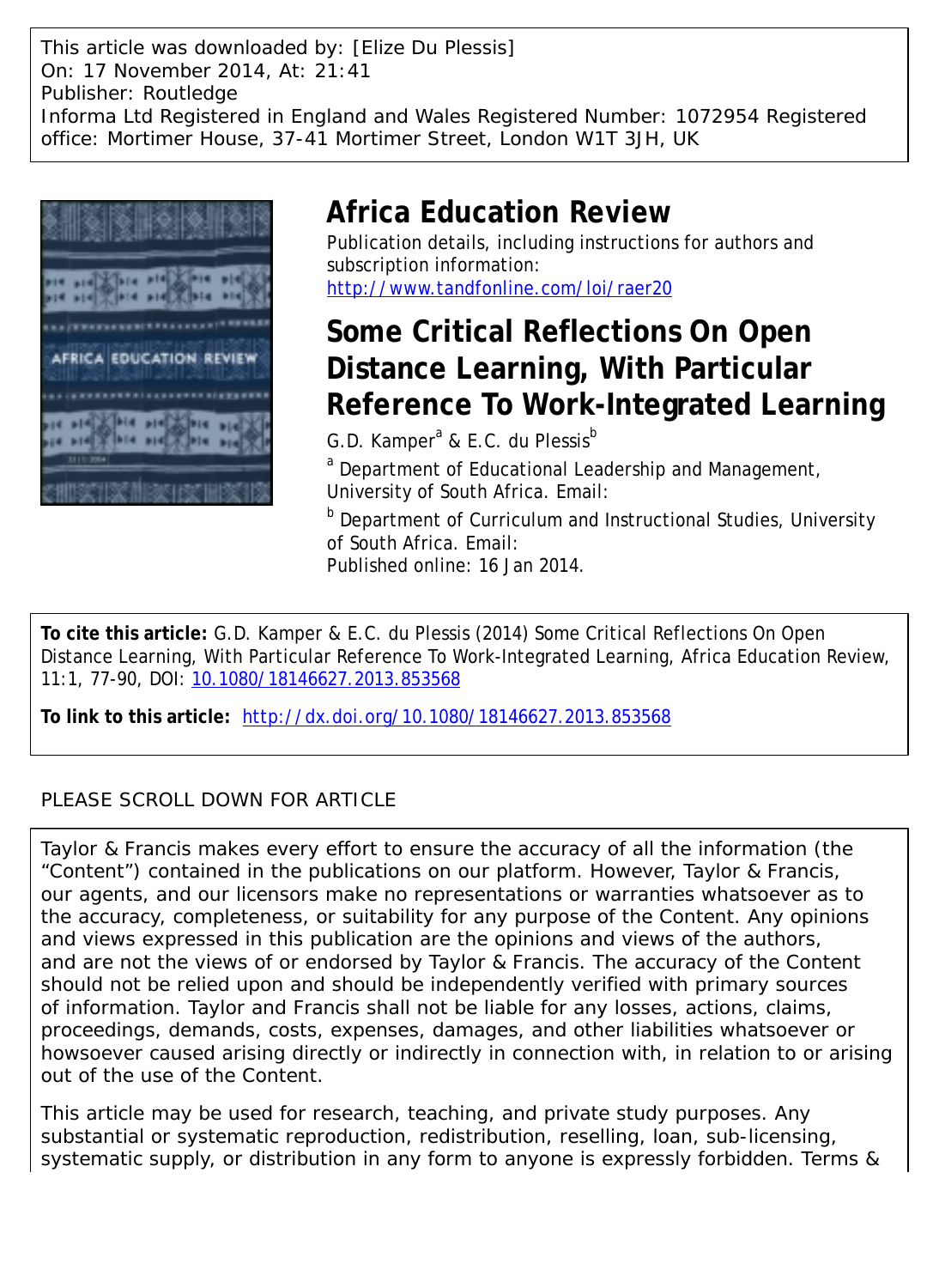This article was downloaded by: [Elize Du Plessis]
On: 17 November 2014, At: 21:41
Publisher: Routledge
Informa Ltd Registered in England and Wales Registered Number: 1072954 Registered office: Mortimer House, 37-41 Mortimer Street, London W1T 3JH, UK

# Africa Education Review

Publication details, including instructions for authors and subscription information:
http://www.tandfonline.com/loi/raer20

# Some Critical Reflections On Open Distance Learning, With Particular Reference To Work-Integrated Learning

G.D. Kamper[a] & E.C. du Plessis[b]

[a] Department of Educational Leadership and Management, University of South Africa. Email:

[b] Department of Curriculum and Instructional Studies, University of South Africa. Email:

Published online: 16 Jan 2014.

**To cite this article:** G.D. Kamper & E.C. du Plessis (2014) Some Critical Reflections On Open Distance Learning, With Particular Reference To Work-Integrated Learning, Africa Education Review, 11:1, 77-90, DOI: 10.1080/18146627.2013.853568

**To link to this article:** http://dx.doi.org/10.1080/18146627.2013.853568

PLEASE SCROLL DOWN FOR ARTICLE

Taylor & Francis makes every effort to ensure the accuracy of all the information (the "Content") contained in the publications on our platform. However, Taylor & Francis, our agents, and our licensors make no representations or warranties whatsoever as to the accuracy, completeness, or suitability for any purpose of the Content. Any opinions and views expressed in this publication are the opinions and views of the authors, and are not the views of or endorsed by Taylor & Francis. The accuracy of the Content should not be relied upon and should be independently verified with primary sources of information. Taylor and Francis shall not be liable for any losses, actions, claims, proceedings, demands, costs, expenses, damages, and other liabilities whatsoever or howsoever caused arising directly or indirectly in connection with, in relation to or arising out of the use of the Content.

This article may be used for research, teaching, and private study purposes. Any substantial or systematic reproduction, redistribution, reselling, loan, sub-licensing, systematic supply, or distribution in any form to anyone is expressly forbidden. Terms &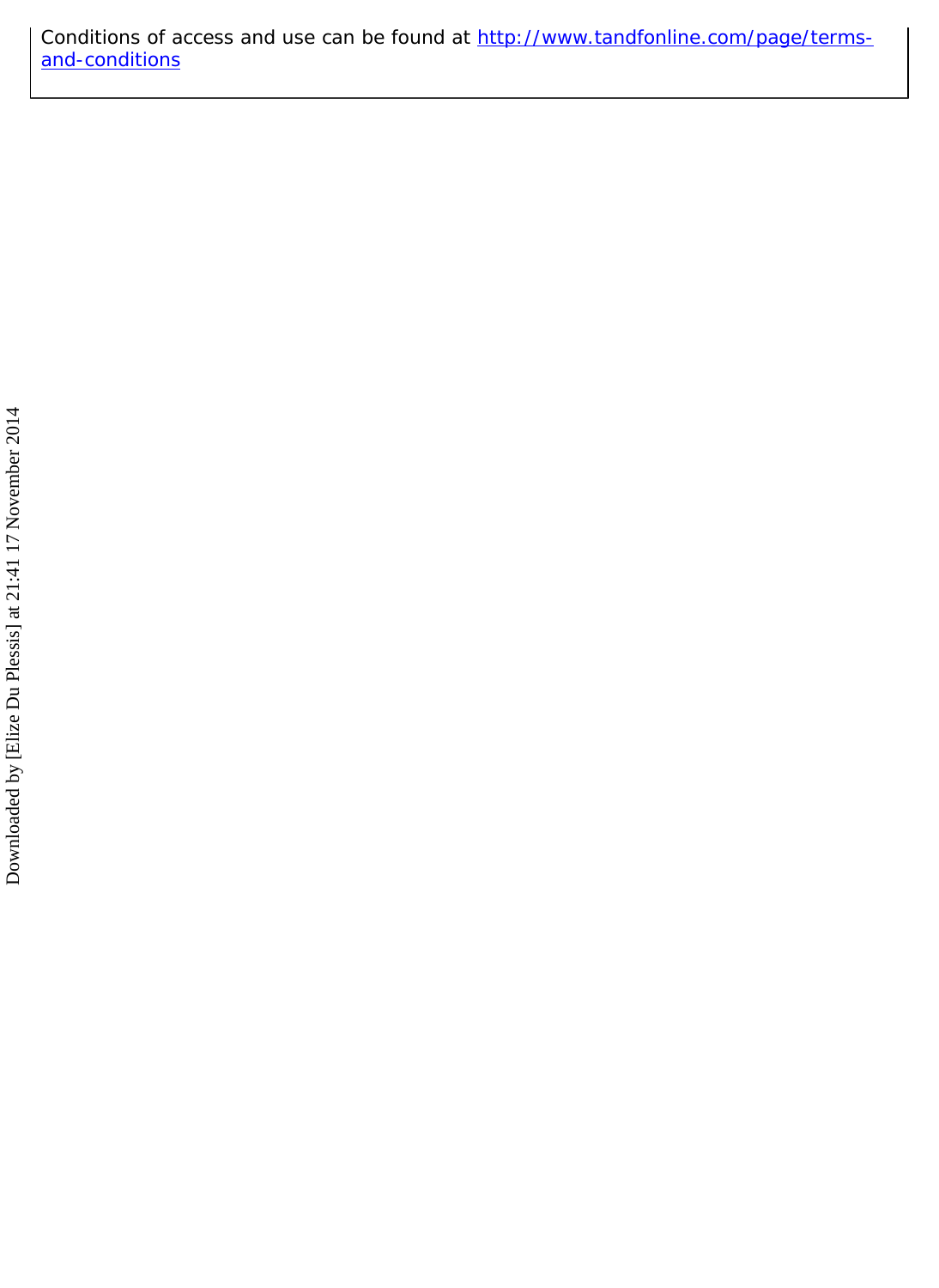Conditions of access and use can be found at [http://www.tandfonline.com/page/terms-and-conditions](http://www.tandfonline.com/page/terms-and-conditions)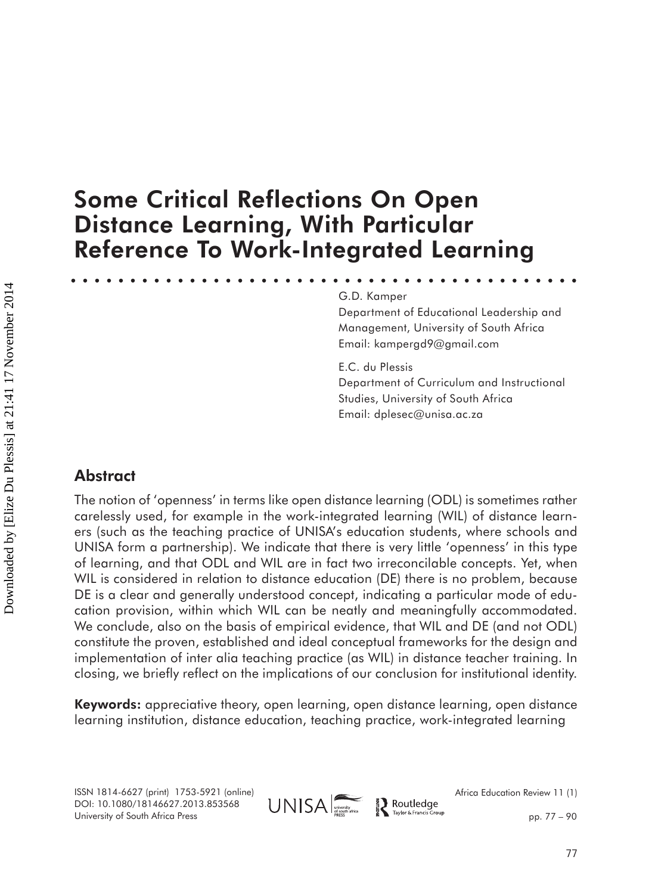# Some Critical Reflections On Open Distance Learning, With Particular Reference To Work-Integrated Learning

G.D. Kamper
Department of Educational Leadership and Management, University of South Africa
Email: kampergd9@gmail.com

E.C. du Plessis
Department of Curriculum and Instructional Studies, University of South Africa
Email: dplesec@unisa.ac.za

## Abstract

The notion of 'openness' in terms like open distance learning (ODL) is sometimes rather carelessly used, for example in the work-integrated learning (WIL) of distance learners (such as the teaching practice of UNISA's education students, where schools and UNISA form a partnership). We indicate that there is very little 'openness' in this type of learning, and that ODL and WIL are in fact two irreconcilable concepts. Yet, when WIL is considered in relation to distance education (DE) there is no problem, because DE is a clear and generally understood concept, indicating a particular mode of education provision, within which WIL can be neatly and meaningfully accommodated. We conclude, also on the basis of empirical evidence, that WIL and DE (and not ODL) constitute the proven, established and ideal conceptual frameworks for the design and implementation of inter alia teaching practice (as WIL) in distance teacher training. In closing, we briefly reflect on the implications of our conclusion for institutional identity.

**Keywords:** appreciative theory, open learning, open distance learning, open distance learning institution, distance education, teaching practice, work-integrated learning

ISSN 1814-6627 (print) 1753-5921 (online)
DOI: 10.1080/18146627.2013.853568
University of South Africa Press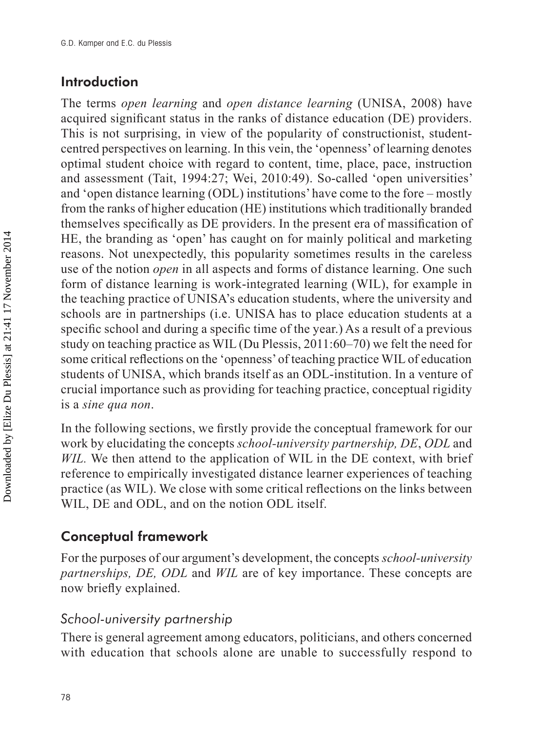## Introduction

The terms *open learning* and *open distance learning* (UNISA, 2008) have acquired significant status in the ranks of distance education (DE) providers. This is not surprising, in view of the popularity of constructionist, student-centred perspectives on learning. In this vein, the 'openness' of learning denotes optimal student choice with regard to content, time, place, pace, instruction and assessment (Tait, 1994:27; Wei, 2010:49). So-called 'open universities' and 'open distance learning (ODL) institutions' have come to the fore – mostly from the ranks of higher education (HE) institutions which traditionally branded themselves specifically as DE providers. In the present era of massification of HE, the branding as 'open' has caught on for mainly political and marketing reasons. Not unexpectedly, this popularity sometimes results in the careless use of the notion *open* in all aspects and forms of distance learning. One such form of distance learning is work-integrated learning (WIL), for example in the teaching practice of UNISA's education students, where the university and schools are in partnerships (i.e. UNISA has to place education students at a specific school and during a specific time of the year.) As a result of a previous study on teaching practice as WIL (Du Plessis, 2011:60–70) we felt the need for some critical reflections on the 'openness' of teaching practice WIL of education students of UNISA, which brands itself as an ODL-institution. In a venture of crucial importance such as providing for teaching practice, conceptual rigidity is a *sine qua non*.

In the following sections, we firstly provide the conceptual framework for our work by elucidating the concepts *school-university partnership, DE*, *ODL* and *WIL.* We then attend to the application of WIL in the DE context, with brief reference to empirically investigated distance learner experiences of teaching practice (as WIL). We close with some critical reflections on the links between WIL, DE and ODL, and on the notion ODL itself.

## Conceptual framework

For the purposes of our argument's development, the concepts *school-university partnerships, DE, ODL* and *WIL* are of key importance. These concepts are now briefly explained.

### *School-university partnership*

There is general agreement among educators, politicians, and others concerned with education that schools alone are unable to successfully respond to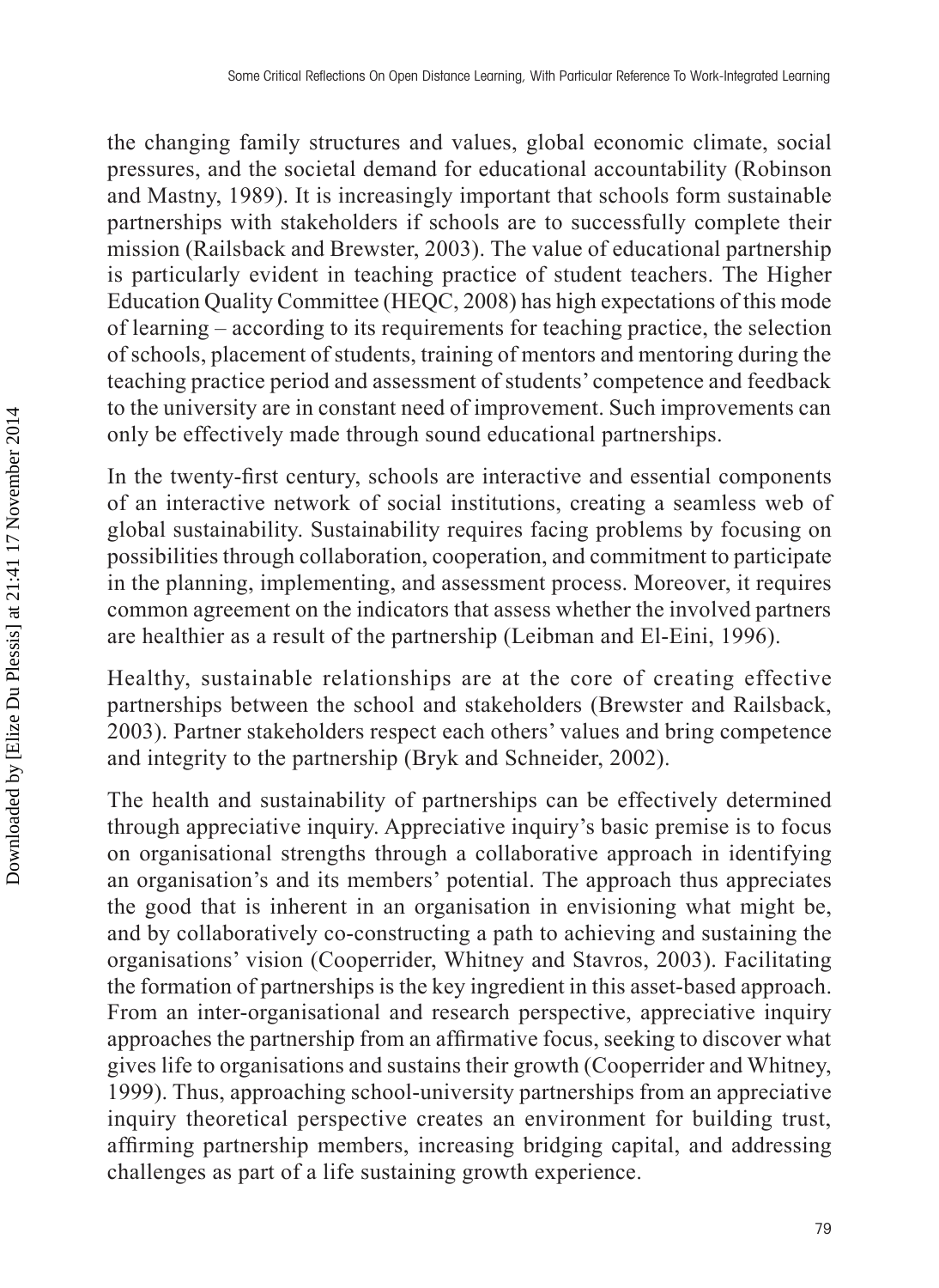the changing family structures and values, global economic climate, social pressures, and the societal demand for educational accountability (Robinson and Mastny, 1989). It is increasingly important that schools form sustainable partnerships with stakeholders if schools are to successfully complete their mission (Railsback and Brewster, 2003). The value of educational partnership is particularly evident in teaching practice of student teachers. The Higher Education Quality Committee (HEQC, 2008) has high expectations of this mode of learning – according to its requirements for teaching practice, the selection of schools, placement of students, training of mentors and mentoring during the teaching practice period and assessment of students' competence and feedback to the university are in constant need of improvement. Such improvements can only be effectively made through sound educational partnerships.

In the twenty-first century, schools are interactive and essential components of an interactive network of social institutions, creating a seamless web of global sustainability. Sustainability requires facing problems by focusing on possibilities through collaboration, cooperation, and commitment to participate in the planning, implementing, and assessment process. Moreover, it requires common agreement on the indicators that assess whether the involved partners are healthier as a result of the partnership (Leibman and El-Eini, 1996).

Healthy, sustainable relationships are at the core of creating effective partnerships between the school and stakeholders (Brewster and Railsback, 2003). Partner stakeholders respect each others' values and bring competence and integrity to the partnership (Bryk and Schneider, 2002).

The health and sustainability of partnerships can be effectively determined through appreciative inquiry. Appreciative inquiry's basic premise is to focus on organisational strengths through a collaborative approach in identifying an organisation's and its members' potential. The approach thus appreciates the good that is inherent in an organisation in envisioning what might be, and by collaboratively co-constructing a path to achieving and sustaining the organisations' vision (Cooperrider, Whitney and Stavros, 2003). Facilitating the formation of partnerships is the key ingredient in this asset-based approach. From an inter-organisational and research perspective, appreciative inquiry approaches the partnership from an affirmative focus, seeking to discover what gives life to organisations and sustains their growth (Cooperrider and Whitney, 1999). Thus, approaching school-university partnerships from an appreciative inquiry theoretical perspective creates an environment for building trust, affirming partnership members, increasing bridging capital, and addressing challenges as part of a life sustaining growth experience.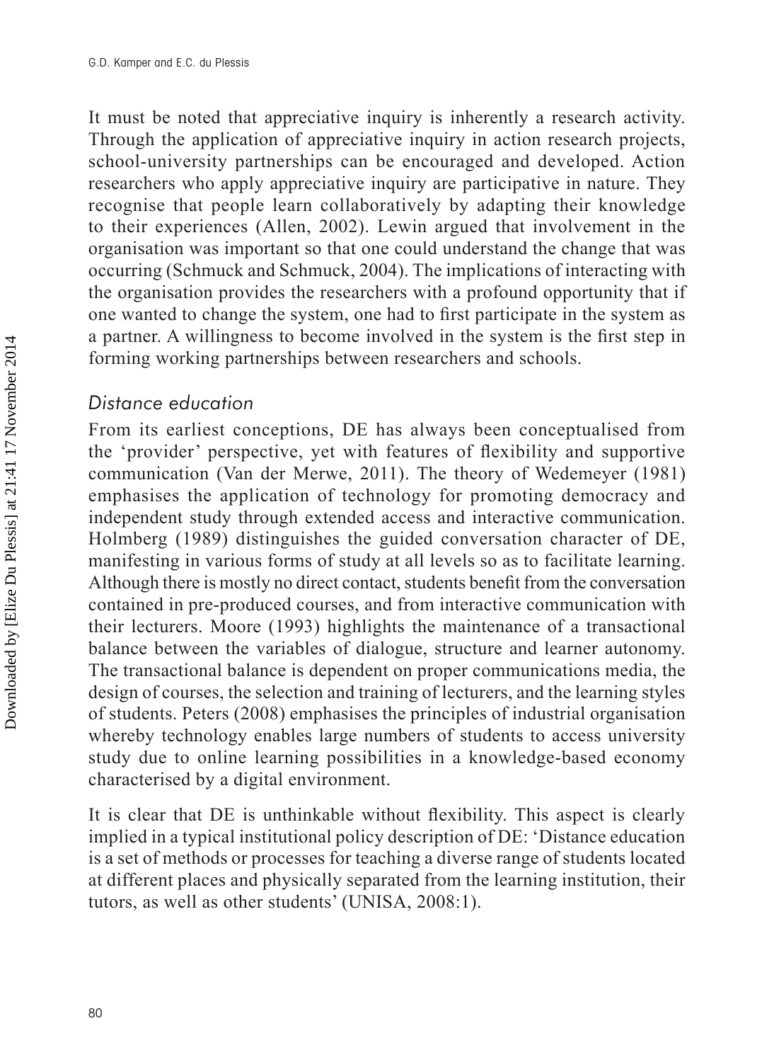It must be noted that appreciative inquiry is inherently a research activity. Through the application of appreciative inquiry in action research projects, school-university partnerships can be encouraged and developed. Action researchers who apply appreciative inquiry are participative in nature. They recognise that people learn collaboratively by adapting their knowledge to their experiences (Allen, 2002). Lewin argued that involvement in the organisation was important so that one could understand the change that was occurring (Schmuck and Schmuck, 2004). The implications of interacting with the organisation provides the researchers with a profound opportunity that if one wanted to change the system, one had to first participate in the system as a partner. A willingness to become involved in the system is the first step in forming working partnerships between researchers and schools.

### *Distance education*

From its earliest conceptions, DE has always been conceptualised from the 'provider' perspective, yet with features of flexibility and supportive communication (Van der Merwe, 2011). The theory of Wedemeyer (1981) emphasises the application of technology for promoting democracy and independent study through extended access and interactive communication. Holmberg (1989) distinguishes the guided conversation character of DE, manifesting in various forms of study at all levels so as to facilitate learning. Although there is mostly no direct contact, students benefit from the conversation contained in pre-produced courses, and from interactive communication with their lecturers. Moore (1993) highlights the maintenance of a transactional balance between the variables of dialogue, structure and learner autonomy. The transactional balance is dependent on proper communications media, the design of courses, the selection and training of lecturers, and the learning styles of students. Peters (2008) emphasises the principles of industrial organisation whereby technology enables large numbers of students to access university study due to online learning possibilities in a knowledge-based economy characterised by a digital environment.

It is clear that DE is unthinkable without flexibility. This aspect is clearly implied in a typical institutional policy description of DE: 'Distance education is a set of methods or processes for teaching a diverse range of students located at different places and physically separated from the learning institution, their tutors, as well as other students' (UNISA, 2008:1).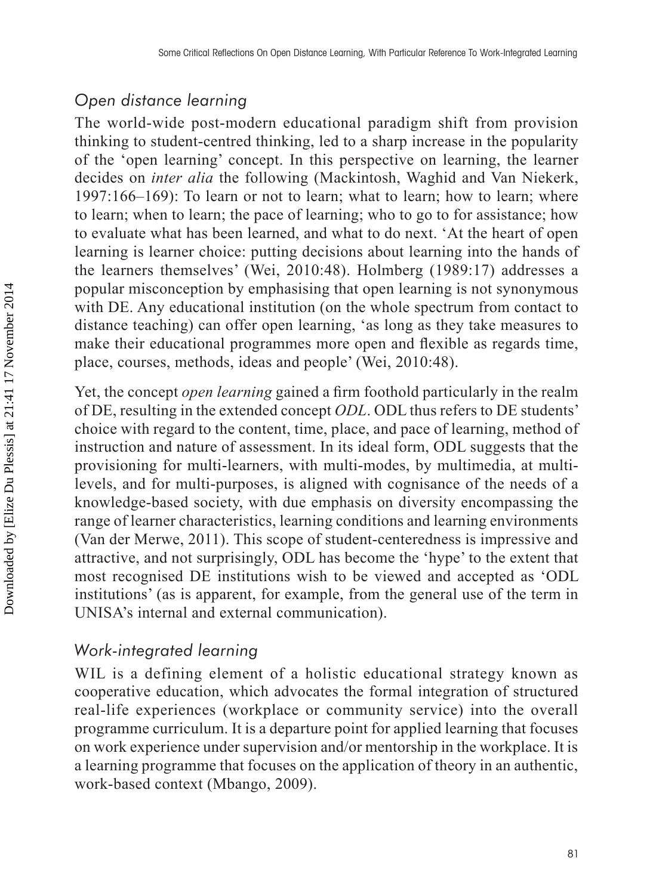## *Open distance learning*

The world-wide post-modern educational paradigm shift from provision thinking to student-centred thinking, led to a sharp increase in the popularity of the 'open learning' concept. In this perspective on learning, the learner decides on *inter alia* the following (Mackintosh, Waghid and Van Niekerk, 1997:166–169): To learn or not to learn; what to learn; how to learn; where to learn; when to learn; the pace of learning; who to go to for assistance; how to evaluate what has been learned, and what to do next. 'At the heart of open learning is learner choice: putting decisions about learning into the hands of the learners themselves' (Wei, 2010:48). Holmberg (1989:17) addresses a popular misconception by emphasising that open learning is not synonymous with DE. Any educational institution (on the whole spectrum from contact to distance teaching) can offer open learning, 'as long as they take measures to make their educational programmes more open and flexible as regards time, place, courses, methods, ideas and people' (Wei, 2010:48).

Yet, the concept *open learning* gained a firm foothold particularly in the realm of DE, resulting in the extended concept *ODL*. ODL thus refers to DE students' choice with regard to the content, time, place, and pace of learning, method of instruction and nature of assessment. In its ideal form, ODL suggests that the provisioning for multi-learners, with multi-modes, by multimedia, at multi-levels, and for multi-purposes, is aligned with cognisance of the needs of a knowledge-based society, with due emphasis on diversity encompassing the range of learner characteristics, learning conditions and learning environments (Van der Merwe, 2011). This scope of student-centeredness is impressive and attractive, and not surprisingly, ODL has become the 'hype' to the extent that most recognised DE institutions wish to be viewed and accepted as 'ODL institutions' (as is apparent, for example, from the general use of the term in UNISA's internal and external communication).

## *Work-integrated learning*

WIL is a defining element of a holistic educational strategy known as cooperative education, which advocates the formal integration of structured real-life experiences (workplace or community service) into the overall programme curriculum. It is a departure point for applied learning that focuses on work experience under supervision and/or mentorship in the workplace. It is a learning programme that focuses on the application of theory in an authentic, work-based context (Mbango, 2009).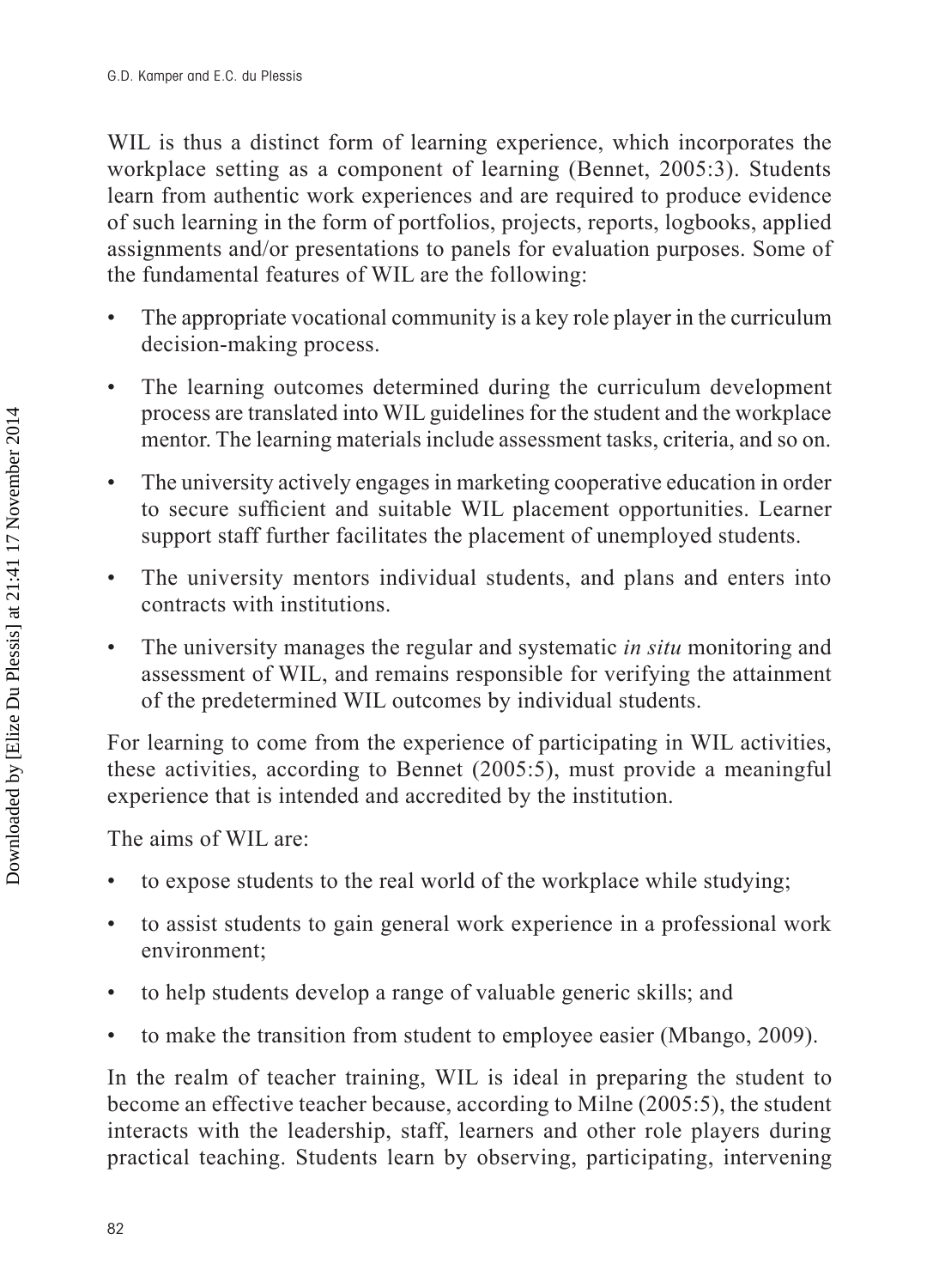WIL is thus a distinct form of learning experience, which incorporates the workplace setting as a component of learning (Bennet, 2005:3). Students learn from authentic work experiences and are required to produce evidence of such learning in the form of portfolios, projects, reports, logbooks, applied assignments and/or presentations to panels for evaluation purposes. Some of the fundamental features of WIL are the following:

- The appropriate vocational community is a key role player in the curriculum decision-making process.
- The learning outcomes determined during the curriculum development process are translated into WIL guidelines for the student and the workplace mentor. The learning materials include assessment tasks, criteria, and so on.
- The university actively engages in marketing cooperative education in order to secure sufficient and suitable WIL placement opportunities. Learner support staff further facilitates the placement of unemployed students.
- The university mentors individual students, and plans and enters into contracts with institutions.
- The university manages the regular and systematic *in situ* monitoring and assessment of WIL, and remains responsible for verifying the attainment of the predetermined WIL outcomes by individual students.

For learning to come from the experience of participating in WIL activities, these activities, according to Bennet (2005:5), must provide a meaningful experience that is intended and accredited by the institution.

The aims of WIL are:

- to expose students to the real world of the workplace while studying;
- to assist students to gain general work experience in a professional work environment;
- to help students develop a range of valuable generic skills; and
- to make the transition from student to employee easier (Mbango, 2009).

In the realm of teacher training, WIL is ideal in preparing the student to become an effective teacher because, according to Milne (2005:5), the student interacts with the leadership, staff, learners and other role players during practical teaching. Students learn by observing, participating, intervening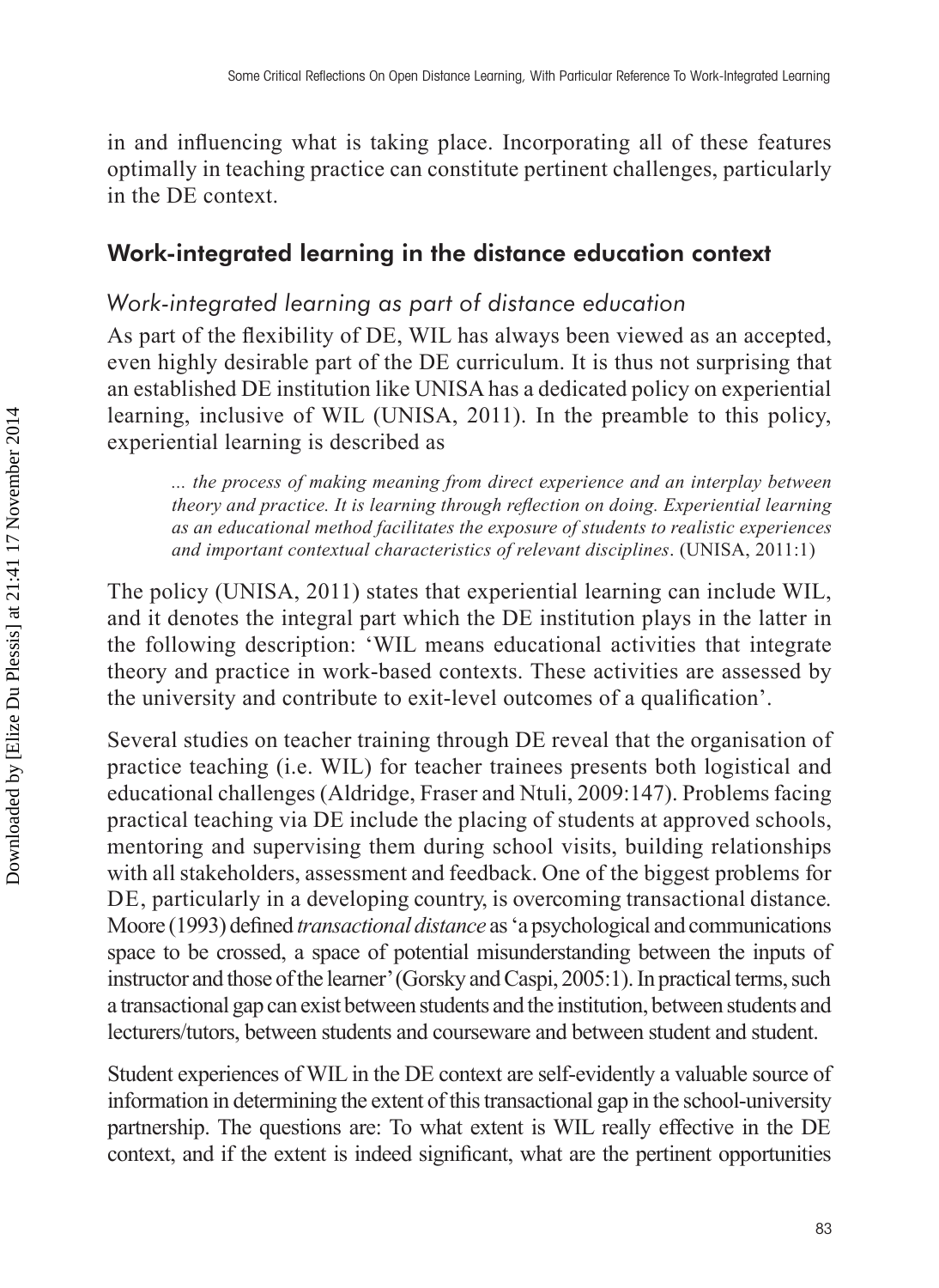in and influencing what is taking place. Incorporating all of these features optimally in teaching practice can constitute pertinent challenges, particularly in the DE context.

## Work-integrated learning in the distance education context

### *Work-integrated learning as part of distance education*

As part of the flexibility of DE, WIL has always been viewed as an accepted, even highly desirable part of the DE curriculum. It is thus not surprising that an established DE institution like UNISA has a dedicated policy on experiential learning, inclusive of WIL (UNISA, 2011). In the preamble to this policy, experiential learning is described as

> *... the process of making meaning from direct experience and an interplay between theory and practice. It is learning through reflection on doing. Experiential learning as an educational method facilitates the exposure of students to realistic experiences and important contextual characteristics of relevant disciplines*. (UNISA, 2011:1)

The policy (UNISA, 2011) states that experiential learning can include WIL, and it denotes the integral part which the DE institution plays in the latter in the following description: 'WIL means educational activities that integrate theory and practice in work-based contexts. These activities are assessed by the university and contribute to exit-level outcomes of a qualification'.

Several studies on teacher training through DE reveal that the organisation of practice teaching (i.e. WIL) for teacher trainees presents both logistical and educational challenges (Aldridge, Fraser and Ntuli, 2009:147). Problems facing practical teaching via DE include the placing of students at approved schools, mentoring and supervising them during school visits, building relationships with all stakeholders, assessment and feedback. One of the biggest problems for DE, particularly in a developing country, is overcoming transactional distance. Moore (1993) defined *transactional distance* as 'a psychological and communications space to be crossed, a space of potential misunderstanding between the inputs of instructor and those of the learner' (Gorsky and Caspi, 2005:1). In practical terms, such a transactional gap can exist between students and the institution, between students and lecturers/tutors, between students and courseware and between student and student.

Student experiences of WIL in the DE context are self-evidently a valuable source of information in determining the extent of this transactional gap in the school-university partnership. The questions are: To what extent is WIL really effective in the DE context, and if the extent is indeed significant, what are the pertinent opportunities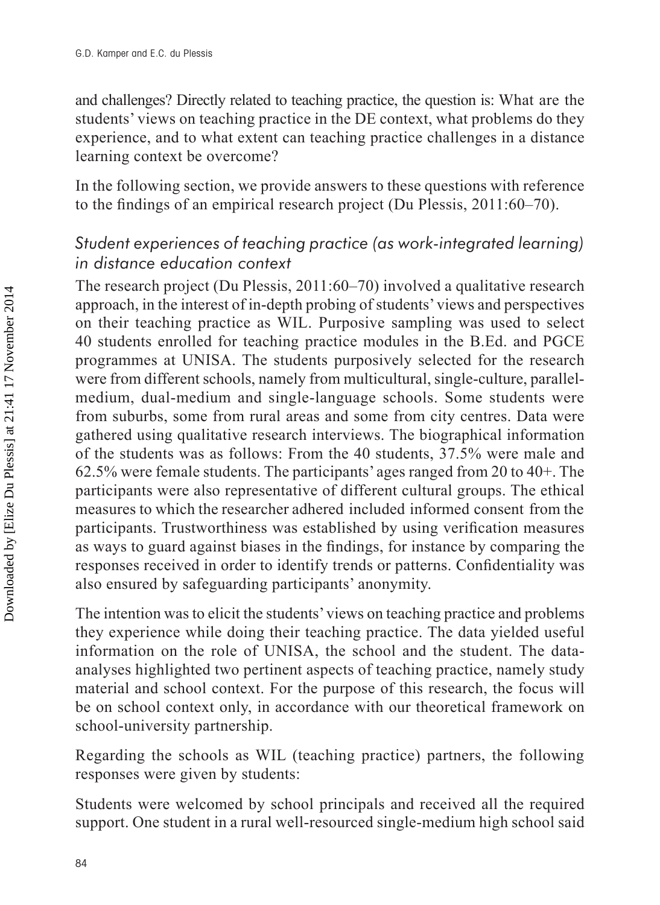and challenges? Directly related to teaching practice, the question is: What are the students' views on teaching practice in the DE context, what problems do they experience, and to what extent can teaching practice challenges in a distance learning context be overcome?

In the following section, we provide answers to these questions with reference to the findings of an empirical research project (Du Plessis, 2011:60–70).

### *Student experiences of teaching practice (as work-integrated learning) in distance education context*

The research project (Du Plessis, 2011:60–70) involved a qualitative research approach, in the interest of in-depth probing of students' views and perspectives on their teaching practice as WIL. Purposive sampling was used to select 40 students enrolled for teaching practice modules in the B.Ed. and PGCE programmes at UNISA. The students purposively selected for the research were from different schools, namely from multicultural, single-culture, parallel-medium, dual-medium and single-language schools. Some students were from suburbs, some from rural areas and some from city centres. Data were gathered using qualitative research interviews. The biographical information of the students was as follows: From the 40 students, 37.5% were male and 62.5% were female students. The participants' ages ranged from 20 to 40+. The participants were also representative of different cultural groups. The ethical measures to which the researcher adhered included informed consent from the participants. Trustworthiness was established by using verification measures as ways to guard against biases in the findings, for instance by comparing the responses received in order to identify trends or patterns. Confidentiality was also ensured by safeguarding participants' anonymity.

The intention was to elicit the students' views on teaching practice and problems they experience while doing their teaching practice. The data yielded useful information on the role of UNISA, the school and the student. The data-analyses highlighted two pertinent aspects of teaching practice, namely study material and school context. For the purpose of this research, the focus will be on school context only, in accordance with our theoretical framework on school-university partnership.

Regarding the schools as WIL (teaching practice) partners, the following responses were given by students:

Students were welcomed by school principals and received all the required support. One student in a rural well-resourced single-medium high school said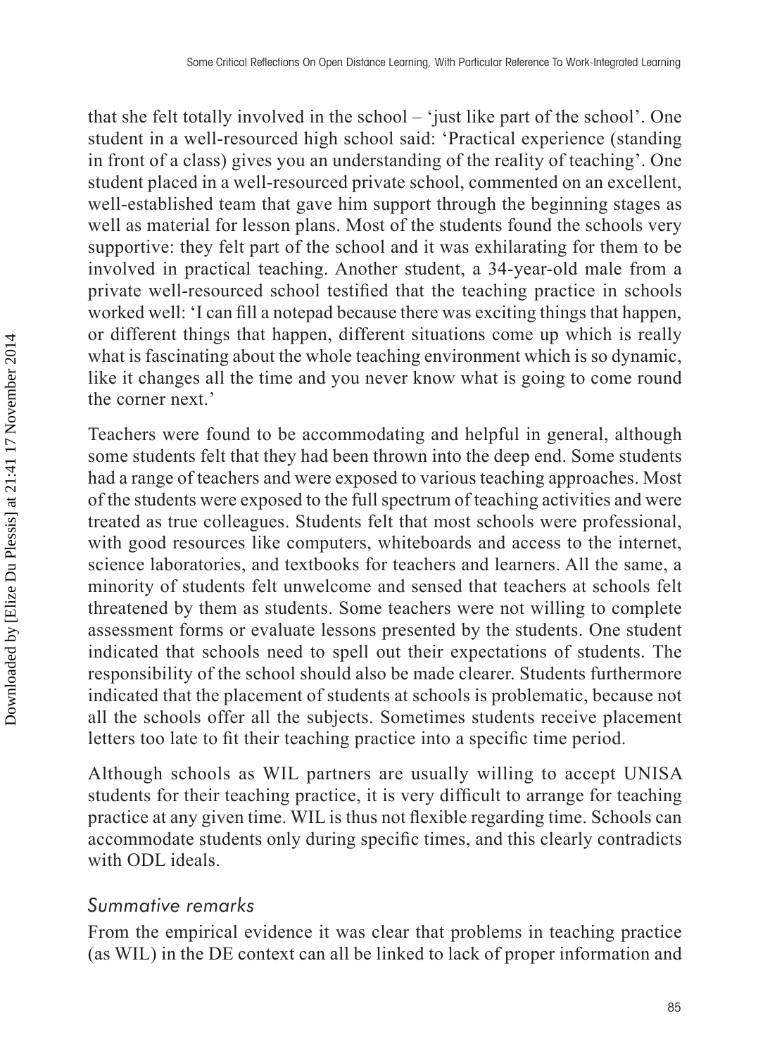that she felt totally involved in the school – 'just like part of the school'. One student in a well-resourced high school said: 'Practical experience (standing in front of a class) gives you an understanding of the reality of teaching'. One student placed in a well-resourced private school, commented on an excellent, well-established team that gave him support through the beginning stages as well as material for lesson plans. Most of the students found the schools very supportive: they felt part of the school and it was exhilarating for them to be involved in practical teaching. Another student, a 34-year-old male from a private well-resourced school testified that the teaching practice in schools worked well: 'I can fill a notepad because there was exciting things that happen, or different things that happen, different situations come up which is really what is fascinating about the whole teaching environment which is so dynamic, like it changes all the time and you never know what is going to come round the corner next.'

Teachers were found to be accommodating and helpful in general, although some students felt that they had been thrown into the deep end. Some students had a range of teachers and were exposed to various teaching approaches. Most of the students were exposed to the full spectrum of teaching activities and were treated as true colleagues. Students felt that most schools were professional, with good resources like computers, whiteboards and access to the internet, science laboratories, and textbooks for teachers and learners. All the same, a minority of students felt unwelcome and sensed that teachers at schools felt threatened by them as students. Some teachers were not willing to complete assessment forms or evaluate lessons presented by the students. One student indicated that schools need to spell out their expectations of students. The responsibility of the school should also be made clearer. Students furthermore indicated that the placement of students at schools is problematic, because not all the schools offer all the subjects. Sometimes students receive placement letters too late to fit their teaching practice into a specific time period.

Although schools as WIL partners are usually willing to accept UNISA students for their teaching practice, it is very difficult to arrange for teaching practice at any given time. WIL is thus not flexible regarding time. Schools can accommodate students only during specific times, and this clearly contradicts with ODL ideals.

### *Summative remarks*

From the empirical evidence it was clear that problems in teaching practice (as WIL) in the DE context can all be linked to lack of proper information and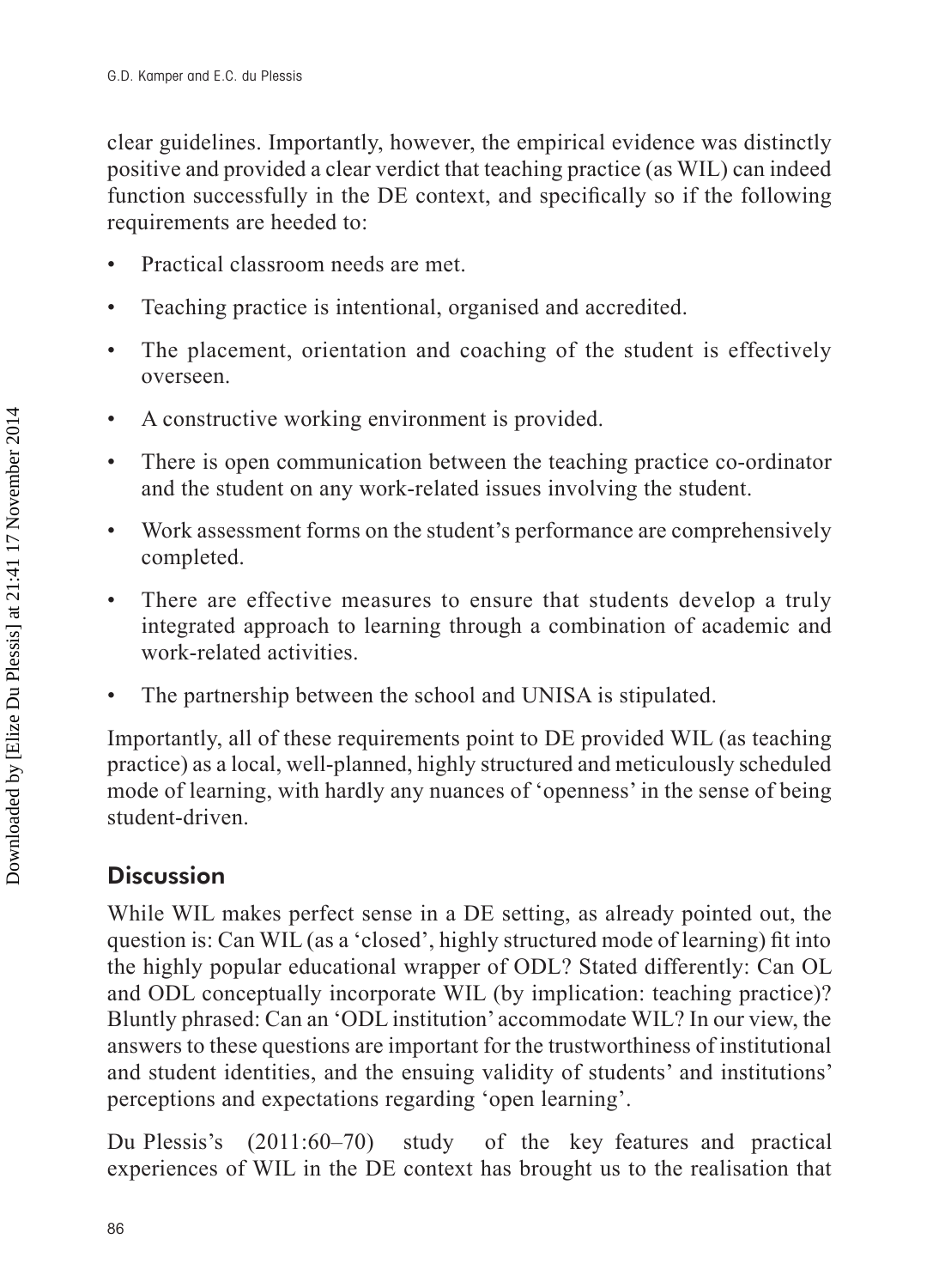clear guidelines. Importantly, however, the empirical evidence was distinctly positive and provided a clear verdict that teaching practice (as WIL) can indeed function successfully in the DE context, and specifically so if the following requirements are heeded to:

- Practical classroom needs are met.
- Teaching practice is intentional, organised and accredited.
- The placement, orientation and coaching of the student is effectively overseen.
- A constructive working environment is provided.
- There is open communication between the teaching practice co-ordinator and the student on any work-related issues involving the student.
- Work assessment forms on the student's performance are comprehensively completed.
- There are effective measures to ensure that students develop a truly integrated approach to learning through a combination of academic and work-related activities.
- The partnership between the school and UNISA is stipulated.

Importantly, all of these requirements point to DE provided WIL (as teaching practice) as a local, well-planned, highly structured and meticulously scheduled mode of learning, with hardly any nuances of 'openness' in the sense of being student-driven.

## Discussion

While WIL makes perfect sense in a DE setting, as already pointed out, the question is: Can WIL (as a 'closed', highly structured mode of learning) fit into the highly popular educational wrapper of ODL? Stated differently: Can OL and ODL conceptually incorporate WIL (by implication: teaching practice)? Bluntly phrased: Can an 'ODL institution' accommodate WIL? In our view, the answers to these questions are important for the trustworthiness of institutional and student identities, and the ensuing validity of students' and institutions' perceptions and expectations regarding 'open learning'.

Du Plessis's (2011:60–70) study of the key features and practical experiences of WIL in the DE context has brought us to the realisation that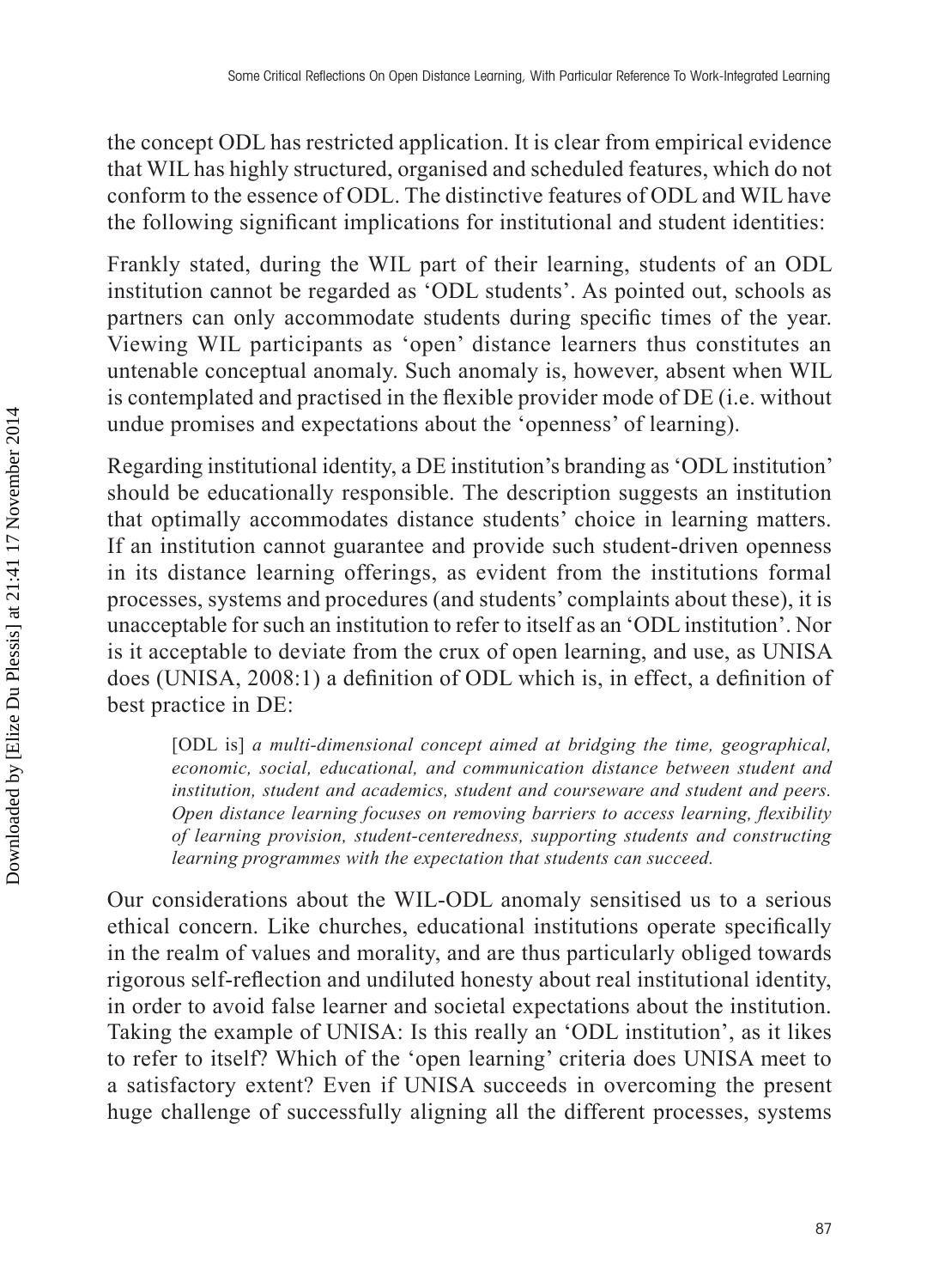the concept ODL has restricted application. It is clear from empirical evidence that WIL has highly structured, organised and scheduled features, which do not conform to the essence of ODL. The distinctive features of ODL and WIL have the following significant implications for institutional and student identities:

Frankly stated, during the WIL part of their learning, students of an ODL institution cannot be regarded as 'ODL students'. As pointed out, schools as partners can only accommodate students during specific times of the year. Viewing WIL participants as 'open' distance learners thus constitutes an untenable conceptual anomaly. Such anomaly is, however, absent when WIL is contemplated and practised in the flexible provider mode of DE (i.e. without undue promises and expectations about the 'openness' of learning).

Regarding institutional identity, a DE institution's branding as 'ODL institution' should be educationally responsible. The description suggests an institution that optimally accommodates distance students' choice in learning matters. If an institution cannot guarantee and provide such student-driven openness in its distance learning offerings, as evident from the institutions formal processes, systems and procedures (and students' complaints about these), it is unacceptable for such an institution to refer to itself as an 'ODL institution'. Nor is it acceptable to deviate from the crux of open learning, and use, as UNISA does (UNISA, 2008:1) a definition of ODL which is, in effect, a definition of best practice in DE:

> [ODL is] *a multi-dimensional concept aimed at bridging the time, geographical, economic, social, educational, and communication distance between student and institution, student and academics, student and courseware and student and peers. Open distance learning focuses on removing barriers to access learning, flexibility of learning provision, student-centeredness, supporting students and constructing learning programmes with the expectation that students can succeed.*

Our considerations about the WIL-ODL anomaly sensitised us to a serious ethical concern. Like churches, educational institutions operate specifically in the realm of values and morality, and are thus particularly obliged towards rigorous self-reflection and undiluted honesty about real institutional identity, in order to avoid false learner and societal expectations about the institution. Taking the example of UNISA: Is this really an 'ODL institution', as it likes to refer to itself? Which of the 'open learning' criteria does UNISA meet to a satisfactory extent? Even if UNISA succeeds in overcoming the present huge challenge of successfully aligning all the different processes, systems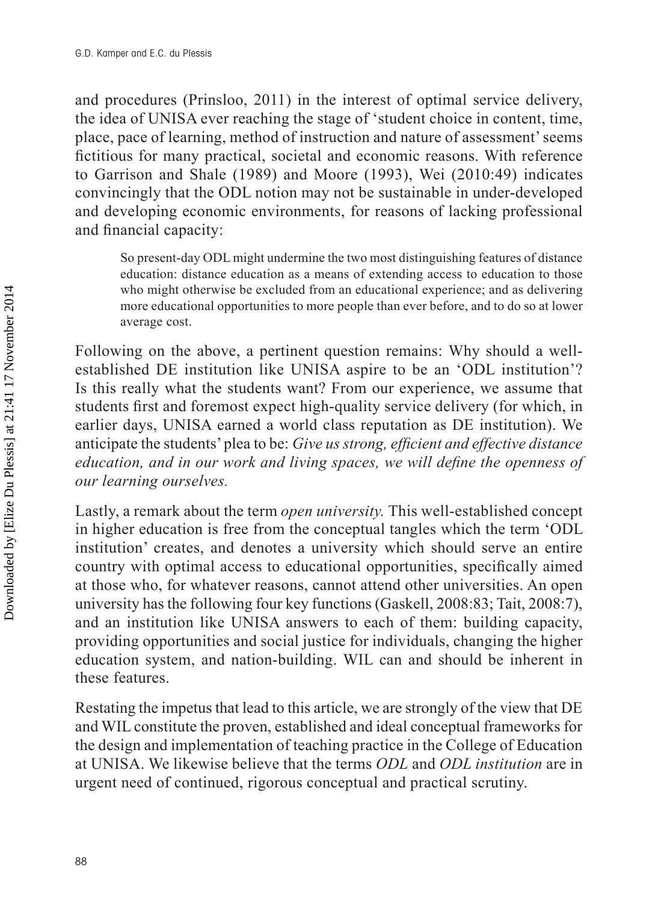and procedures (Prinsloo, 2011) in the interest of optimal service delivery, the idea of UNISA ever reaching the stage of 'student choice in content, time, place, pace of learning, method of instruction and nature of assessment' seems fictitious for many practical, societal and economic reasons. With reference to Garrison and Shale (1989) and Moore (1993), Wei (2010:49) indicates convincingly that the ODL notion may not be sustainable in under-developed and developing economic environments, for reasons of lacking professional and financial capacity:

> So present-day ODL might undermine the two most distinguishing features of distance education: distance education as a means of extending access to education to those who might otherwise be excluded from an educational experience; and as delivering more educational opportunities to more people than ever before, and to do so at lower average cost.

Following on the above, a pertinent question remains: Why should a well-established DE institution like UNISA aspire to be an 'ODL institution'? Is this really what the students want? From our experience, we assume that students first and foremost expect high-quality service delivery (for which, in earlier days, UNISA earned a world class reputation as DE institution). We anticipate the students' plea to be: *Give us strong, efficient and effective distance education, and in our work and living spaces, we will define the openness of our learning ourselves.*

Lastly, a remark about the term *open university.* This well-established concept in higher education is free from the conceptual tangles which the term 'ODL institution' creates, and denotes a university which should serve an entire country with optimal access to educational opportunities, specifically aimed at those who, for whatever reasons, cannot attend other universities. An open university has the following four key functions (Gaskell, 2008:83; Tait, 2008:7), and an institution like UNISA answers to each of them: building capacity, providing opportunities and social justice for individuals, changing the higher education system, and nation-building. WIL can and should be inherent in these features.

Restating the impetus that lead to this article, we are strongly of the view that DE and WIL constitute the proven, established and ideal conceptual frameworks for the design and implementation of teaching practice in the College of Education at UNISA. We likewise believe that the terms *ODL* and *ODL institution* are in urgent need of continued, rigorous conceptual and practical scrutiny.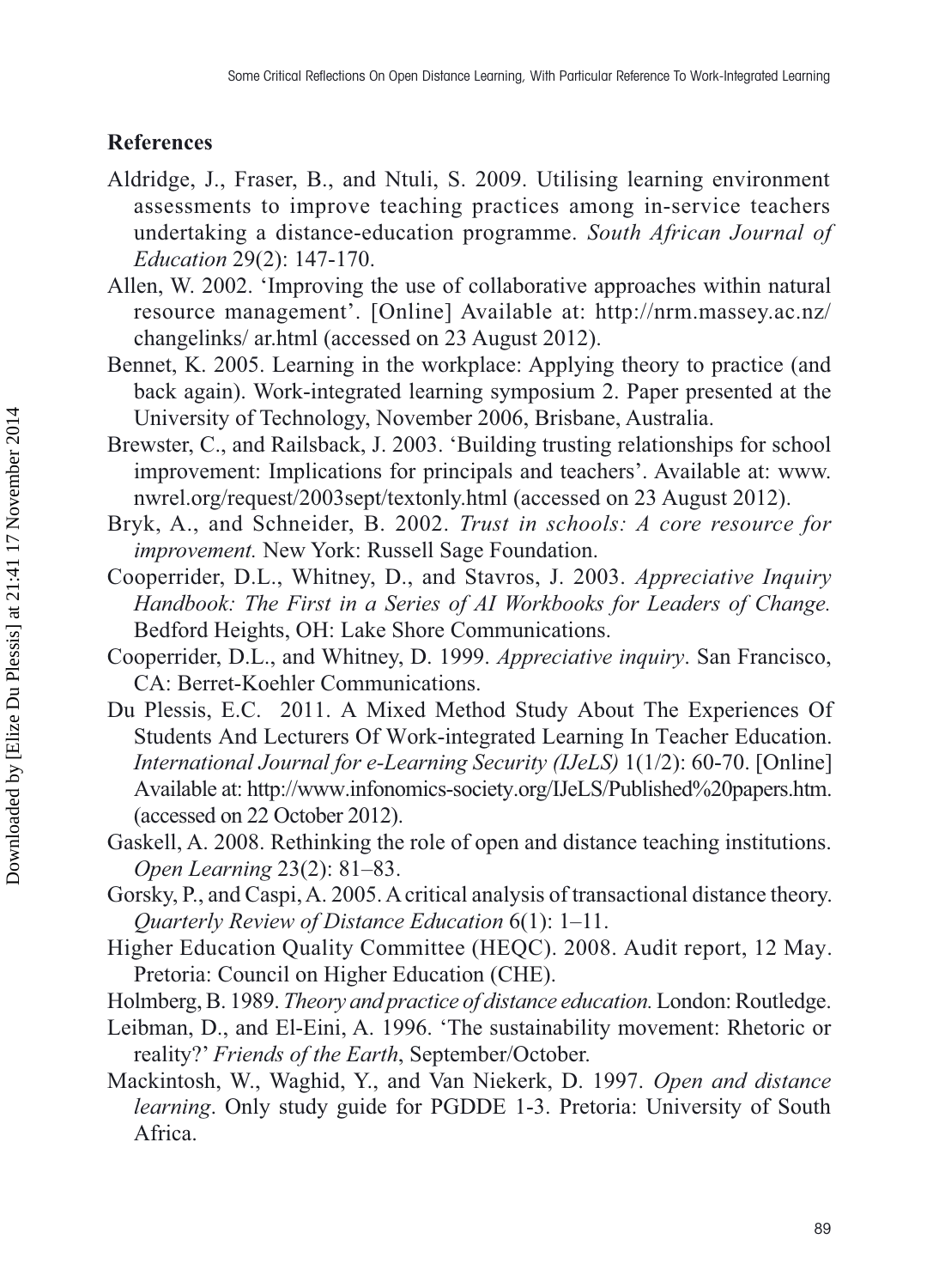## References

Aldridge, J., Fraser, B., and Ntuli, S. 2009. Utilising learning environment assessments to improve teaching practices among in-service teachers undertaking a distance-education programme. *South African Journal of Education* 29(2): 147-170.

Allen, W. 2002. 'Improving the use of collaborative approaches within natural resource management'. [Online] Available at: http://nrm.massey.ac.nz/changelinks/ ar.html (accessed on 23 August 2012).

Bennet, K. 2005. Learning in the workplace: Applying theory to practice (and back again). Work-integrated learning symposium 2. Paper presented at the University of Technology, November 2006, Brisbane, Australia.

Brewster, C., and Railsback, J. 2003. 'Building trusting relationships for school improvement: Implications for principals and teachers'. Available at: www.nwrel.org/request/2003sept/textonly.html (accessed on 23 August 2012).

Bryk, A., and Schneider, B. 2002. *Trust in schools: A core resource for improvement.* New York: Russell Sage Foundation.

Cooperrider, D.L., Whitney, D., and Stavros, J. 2003. *Appreciative Inquiry Handbook: The First in a Series of AI Workbooks for Leaders of Change.* Bedford Heights, OH: Lake Shore Communications.

Cooperrider, D.L., and Whitney, D. 1999. *Appreciative inquiry*. San Francisco, CA: Berret-Koehler Communications.

Du Plessis, E.C. 2011. A Mixed Method Study About The Experiences Of Students And Lecturers Of Work-integrated Learning In Teacher Education. *International Journal for e-Learning Security (IJeLS)* 1(1/2): 60-70. [Online] Available at: http://www.infonomics-society.org/IJeLS/Published%20papers.htm. (accessed on 22 October 2012).

Gaskell, A. 2008. Rethinking the role of open and distance teaching institutions. *Open Learning* 23(2): 81–83.

Gorsky, P., and Caspi, A. 2005. A critical analysis of transactional distance theory. *Quarterly Review of Distance Education* 6(1): 1–11.

Higher Education Quality Committee (HEQC). 2008. Audit report, 12 May. Pretoria: Council on Higher Education (CHE).

Holmberg, B. 1989. *Theory and practice of distance education.* London: Routledge.

Leibman, D., and El-Eini, A. 1996. 'The sustainability movement: Rhetoric or reality?' *Friends of the Earth*, September/October.

Mackintosh, W., Waghid, Y., and Van Niekerk, D. 1997. *Open and distance learning*. Only study guide for PGDDE 1-3. Pretoria: University of South Africa.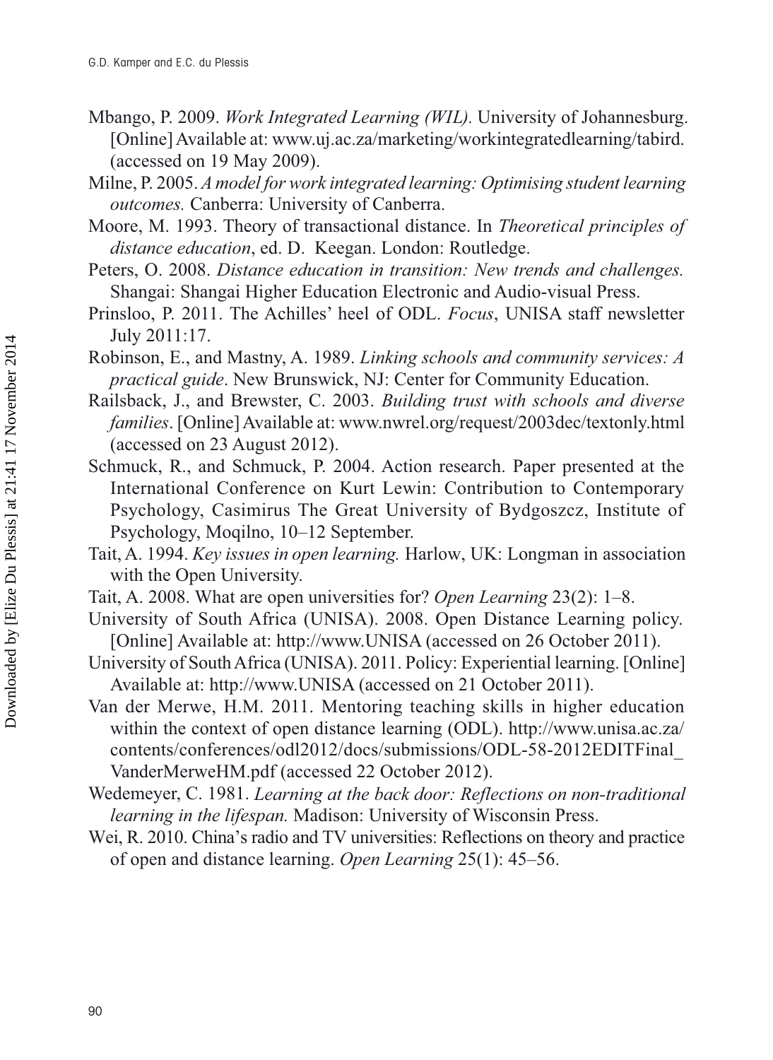Mbango, P. 2009. *Work Integrated Learning (WIL).* University of Johannesburg. [Online] Available at: www.uj.ac.za/marketing/workintegratedlearning/tabird. (accessed on 19 May 2009).

Milne, P. 2005. *A model for work integrated learning: Optimising student learning outcomes.* Canberra: University of Canberra.

Moore, M. 1993. Theory of transactional distance. In *Theoretical principles of distance education*, ed. D. Keegan. London: Routledge.

Peters, O. 2008. *Distance education in transition: New trends and challenges.* Shangai: Shangai Higher Education Electronic and Audio-visual Press.

Prinsloo, P. 2011. The Achilles' heel of ODL. *Focus*, UNISA staff newsletter July 2011:17.

Robinson, E., and Mastny, A. 1989. *Linking schools and community services: A practical guide*. New Brunswick, NJ: Center for Community Education.

Railsback, J., and Brewster, C. 2003. *Building trust with schools and diverse families*. [Online] Available at: www.nwrel.org/request/2003dec/textonly.html (accessed on 23 August 2012).

Schmuck, R., and Schmuck, P. 2004. Action research. Paper presented at the International Conference on Kurt Lewin: Contribution to Contemporary Psychology, Casimirus The Great University of Bydgoszcz, Institute of Psychology, Moqilno, 10–12 September.

Tait, A. 1994. *Key issues in open learning.* Harlow, UK: Longman in association with the Open University.

Tait, A. 2008. What are open universities for? *Open Learning* 23(2): 1–8.

University of South Africa (UNISA). 2008. Open Distance Learning policy. [Online] Available at: http://www.UNISA (accessed on 26 October 2011).

University of South Africa (UNISA). 2011. Policy: Experiential learning. [Online] Available at: http://www.UNISA (accessed on 21 October 2011).

Van der Merwe, H.M. 2011. Mentoring teaching skills in higher education within the context of open distance learning (ODL). http://www.unisa.ac.za/contents/conferences/odl2012/docs/submissions/ODL-58-2012EDITFinal_VanderMerweHM.pdf (accessed 22 October 2012).

Wedemeyer, C. 1981. *Learning at the back door: Reflections on non-traditional learning in the lifespan.* Madison: University of Wisconsin Press.

Wei, R. 2010. China's radio and TV universities: Reflections on theory and practice of open and distance learning. *Open Learning* 25(1): 45–56.